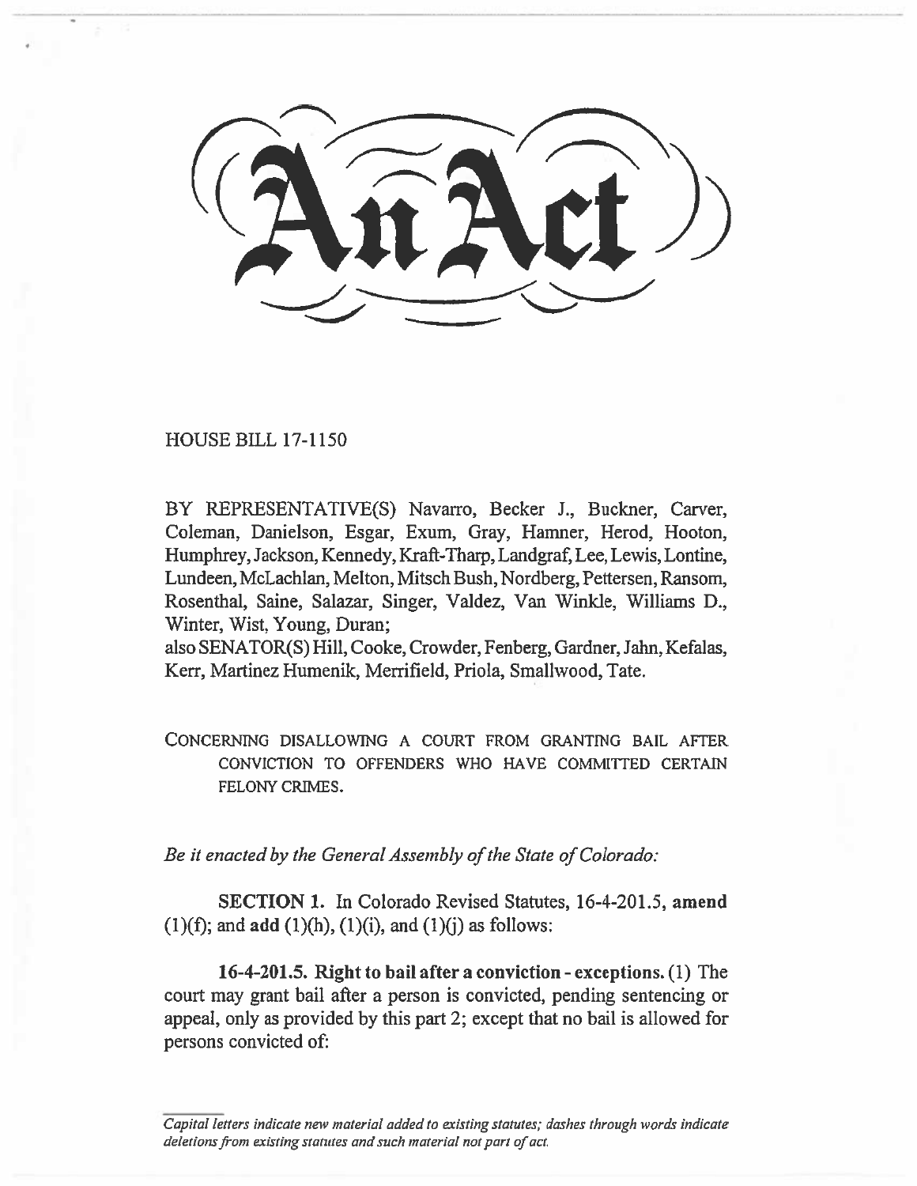# An Act

HOUSE BILL 17-1150

BY REPRESENTATIVE(S) Navarro, Becker J., Buckner, Carver, Coleman, Danielson, Esgar, Exum, Gray, Hamner, Herod, Hooton, Humphrey, Jackson, Kennedy, Kraft-Tharp, Landgraf, Lee, Lewis, Lontine, Lundeen, McLachlan, Melton, Mitsch Bush, Nordberg, Pettersen, Ransom, Rosenthal, Saine, Salazar, Singer, Valdez, Van Winkle, Williams D., Winter, Wist, Young, Duran;
also SENATOR(S) Hill, Cooke, Crowder, Fenberg, Gardner, Jahn, Kefalas, Kerr, Martinez Humenik, Merrifield, Priola, Smallwood, Tate.

CONCERNING DISALLOWING A COURT FROM GRANTING BAIL AFTER CONVICTION TO OFFENDERS WHO HAVE COMMITTED CERTAIN FELONY CRIMES.

*Be it enacted by the General Assembly of the State of Colorado:*

**SECTION 1.** In Colorado Revised Statutes, 16-4-201.5, **amend** (1)(f); and **add** (1)(h), (1)(i), and (1)(j) as follows:

**16-4-201.5. Right to bail after a conviction - exceptions.** (1) The court may grant bail after a person is convicted, pending sentencing or appeal, only as provided by this part 2; except that no bail is allowed for persons convicted of:

*Capital letters indicate new material added to existing statutes; dashes through words indicate deletions from existing statutes and such material not part of act.*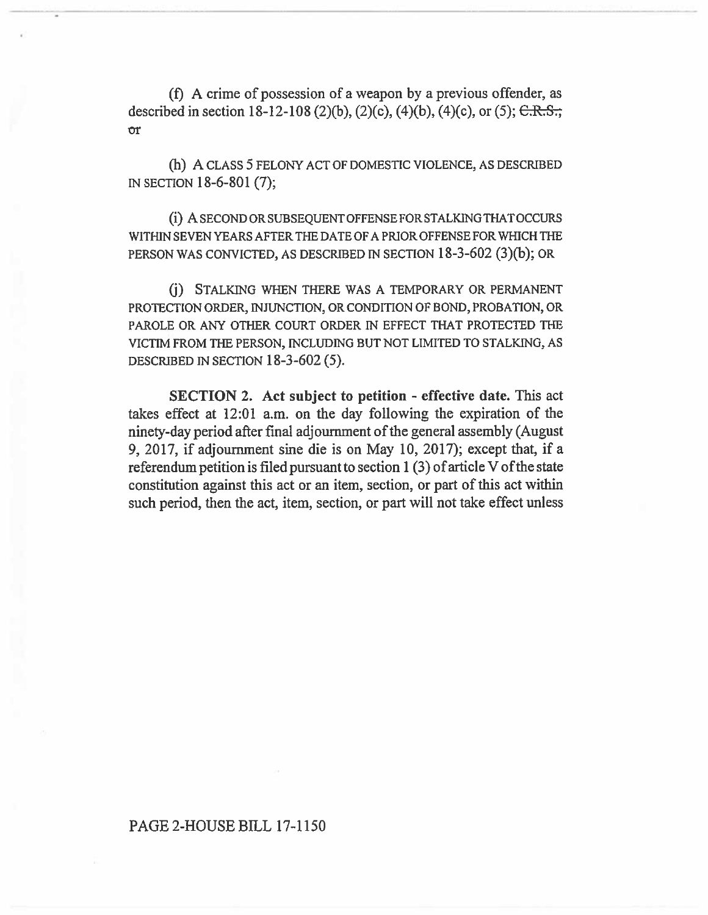(f) A crime of possession of a weapon by a previous offender, as described in section 18-12-108 (2)(b), (2)(c), (4)(b), (4)(c), or (5); ~~C.R.S.;~~ ~~or~~

(h) A CLASS 5 FELONY ACT OF DOMESTIC VIOLENCE, AS DESCRIBED IN SECTION 18-6-801 (7);

(i) A SECOND OR SUBSEQUENT OFFENSE FOR STALKING THAT OCCURS WITHIN SEVEN YEARS AFTER THE DATE OF A PRIOR OFFENSE FOR WHICH THE PERSON WAS CONVICTED, AS DESCRIBED IN SECTION 18-3-602 (3)(b); OR

(j) STALKING WHEN THERE WAS A TEMPORARY OR PERMANENT PROTECTION ORDER, INJUNCTION, OR CONDITION OF BOND, PROBATION, OR PAROLE OR ANY OTHER COURT ORDER IN EFFECT THAT PROTECTED THE VICTIM FROM THE PERSON, INCLUDING BUT NOT LIMITED TO STALKING, AS DESCRIBED IN SECTION 18-3-602 (5).

**SECTION 2. Act subject to petition - effective date.** This act takes effect at 12:01 a.m. on the day following the expiration of the ninety-day period after final adjournment of the general assembly (August 9, 2017, if adjournment sine die is on May 10, 2017); except that, if a referendum petition is filed pursuant to section 1 (3) of article V of the state constitution against this act or an item, section, or part of this act within such period, then the act, item, section, or part will not take effect unless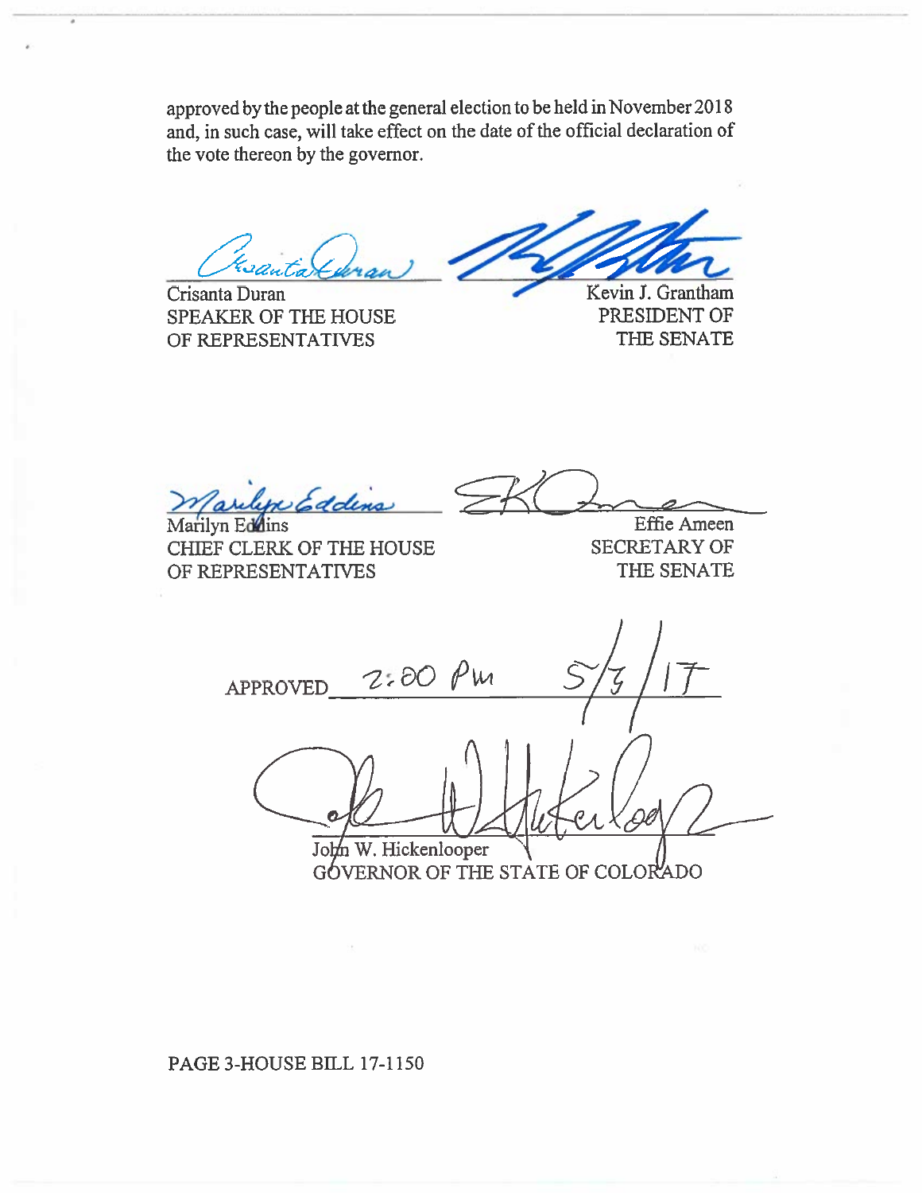approved by the people at the general election to be held in November 2018 and, in such case, will take effect on the date of the official declaration of the vote thereon by the governor.

| | |
|---|---|
| Crisanta Duran<br>SPEAKER OF THE HOUSE<br>OF REPRESENTATIVES | Kevin J. Grantham<br>PRESIDENT OF<br>THE SENATE |
| Marilyn Eddins<br>CHIEF CLERK OF THE HOUSE<br>OF REPRESENTATIVES | Effie Ameen<br>SECRETARY OF<br>THE SENATE |

APPROVED 2:00 PM 5/3/17

John W. Hickenlooper
GOVERNOR OF THE STATE OF COLORADO

PAGE 3-HOUSE BILL 17-1150